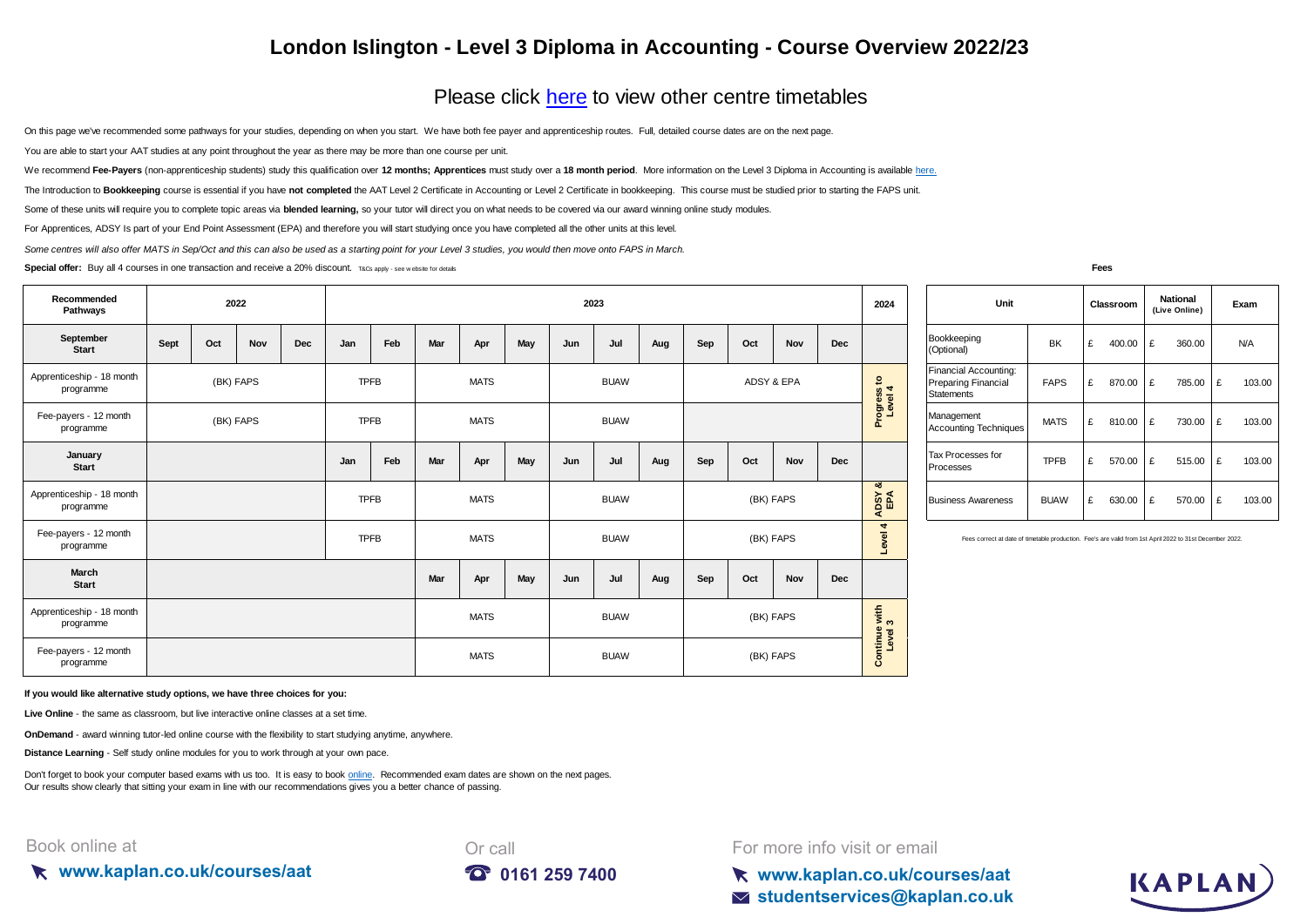# London Islington - Level 3 Diploma in Accounting - Course Overview 2022/23

## Please click here to view other centre timetables

On this page we've recommended some pathways for your studies, depending on when you start. We have both fee payer and apprenticeship routes. Full, detailed course dates are on the next page.

You are able to start your AAT studies at any point throughout the year as there may be more than one course per unit.

We recommend **Fee-Payers** (non-apprenticeship students) study this qualification over **12 months; Apprentices** must study over a **18 month period**. More information on the Level 3 Diploma in Accounting is available here.

The Introduction to **Bookkeeping** course is essential if you have **not completed** the AAT Level 2 Certificate in Accounting or Level 2 Certificate in bookkeeping. This course must be studied prior to starting the FAPS unit.

Some of these units will require you to complete topic areas via **blended learning,** so your tutor will direct you on what needs to be covered via our award winning online study modules.

For Apprentices, ADSY Is part of your End Point Assessment (EPA) and therefore you will start studying once you have completed all the other units at this level.

*Some centres will also offer MATS in Sep/Oct and this can also be used as a starting point for your Level 3 studies, you would then move onto FAPS in March.*

**Special offer:** Buy all 4 courses in one transaction and receive a 20% discount. T&Cs apply - see website for details

| Recommended Pathways | 2022 | | | | 2023 | | | | | | | | | | | | 2024 |
|---|---|---|---|---|---|---|---|---|---|---|---|---|---|---|---|---|---|
| **September Start** | Sept | Oct | Nov | Dec | Jan | Feb | Mar | Apr | May | Jun | Jul | Aug | Sep | Oct | Nov | Dec | |
| Apprenticeship - 18 month programme | (BK) FAPS | | | | TPFB | | MATS | | | BUAW | | | ADSY & EPA | | | | Progress to Level 4 |
| Fee-payers - 12 month programme | (BK) FAPS | | | | TPFB | | MATS | | | BUAW | | | | | | | |
| **January Start** | | | | | Jan | Feb | Mar | Apr | May | Jun | Jul | Aug | Sep | Oct | Nov | Dec | |
| Apprenticeship - 18 month programme | | | | | TPFB | | MATS | | | BUAW | | | (BK) FAPS | | | | ADSY & EPA |
| Fee-payers - 12 month programme | | | | | TPFB | | MATS | | | BUAW | | | (BK) FAPS | | | | Level 4 |
| **March Start** | | | | | | | Mar | Apr | May | Jun | Jul | Aug | Sep | Oct | Nov | Dec | |
| Apprenticeship - 18 month programme | | | | | | | MATS | | | BUAW | | | (BK) FAPS | | | | Continue with Level 3 |
| Fee-payers - 12 month programme | | | | | | | MATS | | | BUAW | | | (BK) FAPS | | | | |

**Fees**

| Unit | | Classroom | National (Live Online) | Exam |
|---|---|---|---|---|
| Bookkeeping (Optional) | BK | £ 400.00 | £ 360.00 | N/A |
| Financial Accounting: Preparing Financial Statements | FAPS | £ 870.00 | £ 785.00 | £ 103.00 |
| Management Accounting Techniques | MATS | £ 810.00 | £ 730.00 | £ 103.00 |
| Tax Processes for Processes | TPFB | £ 570.00 | £ 515.00 | £ 103.00 |
| Business Awareness | BUAW | £ 630.00 | £ 570.00 | £ 103.00 |

Fees correct at date of timetable production. Fee's are valid from 1st April 2022 to 31st December 2022.

**If you would like alternative study options, we have three choices for you:**

**Live Online** - the same as classroom, but live interactive online classes at a set time.

**OnDemand** - award winning tutor-led online course with the flexibility to start studying anytime, anywhere.

**Distance Learning** - Self study online modules for you to work through at your own pace.

Don't forget to book your computer based exams with us too. It is easy to book online. Recommended exam dates are shown on the next pages.
Our results show clearly that sitting your exam in line with our recommendations gives you a better chance of passing.

Book online at
**www.kaplan.co.uk/courses/aat**

Or call
**0161 259 7400**

For more info visit or email
**www.kaplan.co.uk/courses/aat**
**studentservices@kaplan.co.uk**

KAPLAN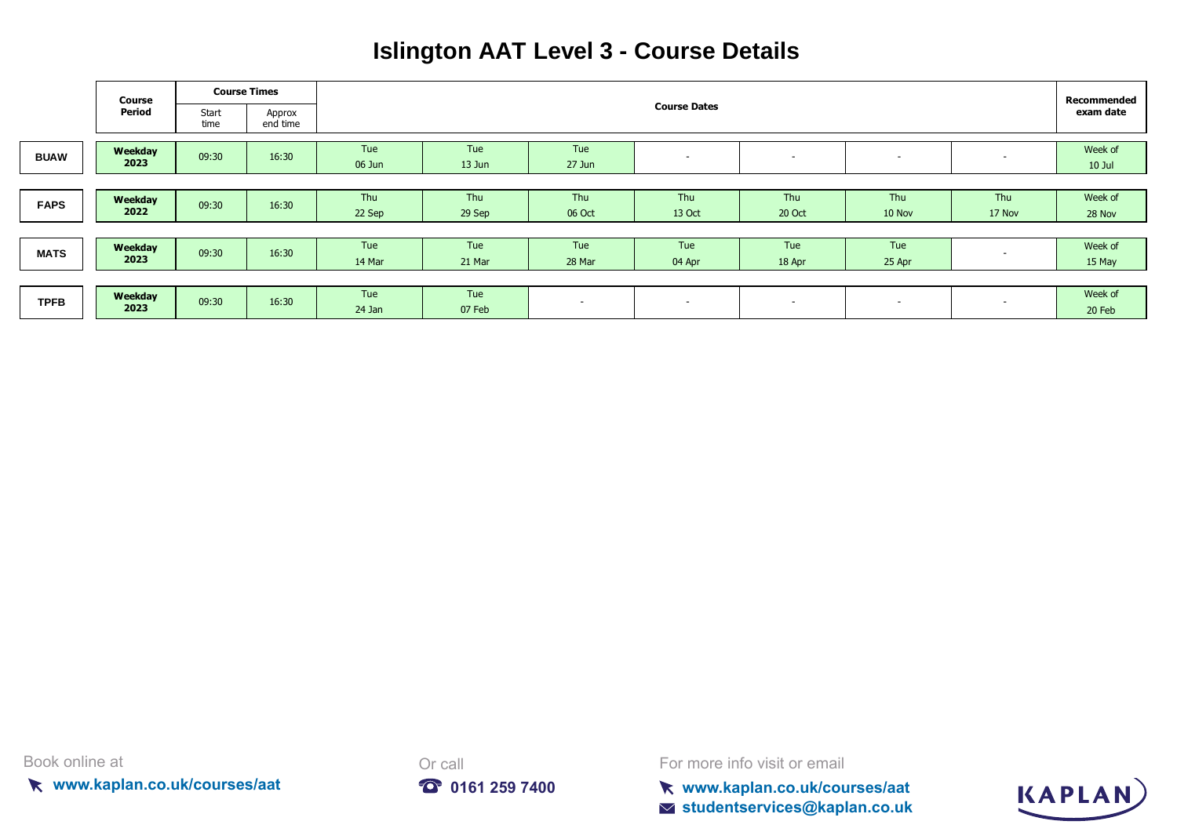# Islington AAT Level 3 - Course Details

| | Course Period | Course Times | | Course Dates | | | | | | | Recommended exam date |
|---|---|---|---|---|---|---|---|---|---|---|---|
| | | Start time | Approx end time | | | | | | | | |
| **BUAW** | **Weekday 2023** | 09:30 | 16:30 | Tue 06 Jun | Tue 13 Jun | Tue 27 Jun | - | - | - | - | Week of 10 Jul |
| **FAPS** | **Weekday 2022** | 09:30 | 16:30 | Thu 22 Sep | Thu 29 Sep | Thu 06 Oct | Thu 13 Oct | Thu 20 Oct | Thu 10 Nov | Thu 17 Nov | Week of 28 Nov |
| **MATS** | **Weekday 2023** | 09:30 | 16:30 | Tue 14 Mar | Tue 21 Mar | Tue 28 Mar | Tue 04 Apr | Tue 18 Apr | Tue 25 Apr | - | Week of 15 May |
| **TPFB** | **Weekday 2023** | 09:30 | 16:30 | Tue 24 Jan | Tue 07 Feb | - | - | - | - | - | Week of 20 Feb |

Book online at
**www.kaplan.co.uk/courses/aat**

Or call
**0161 259 7400**

For more info visit or email
**www.kaplan.co.uk/courses/aat**
**studentservices@kaplan.co.uk**

KAPLAN